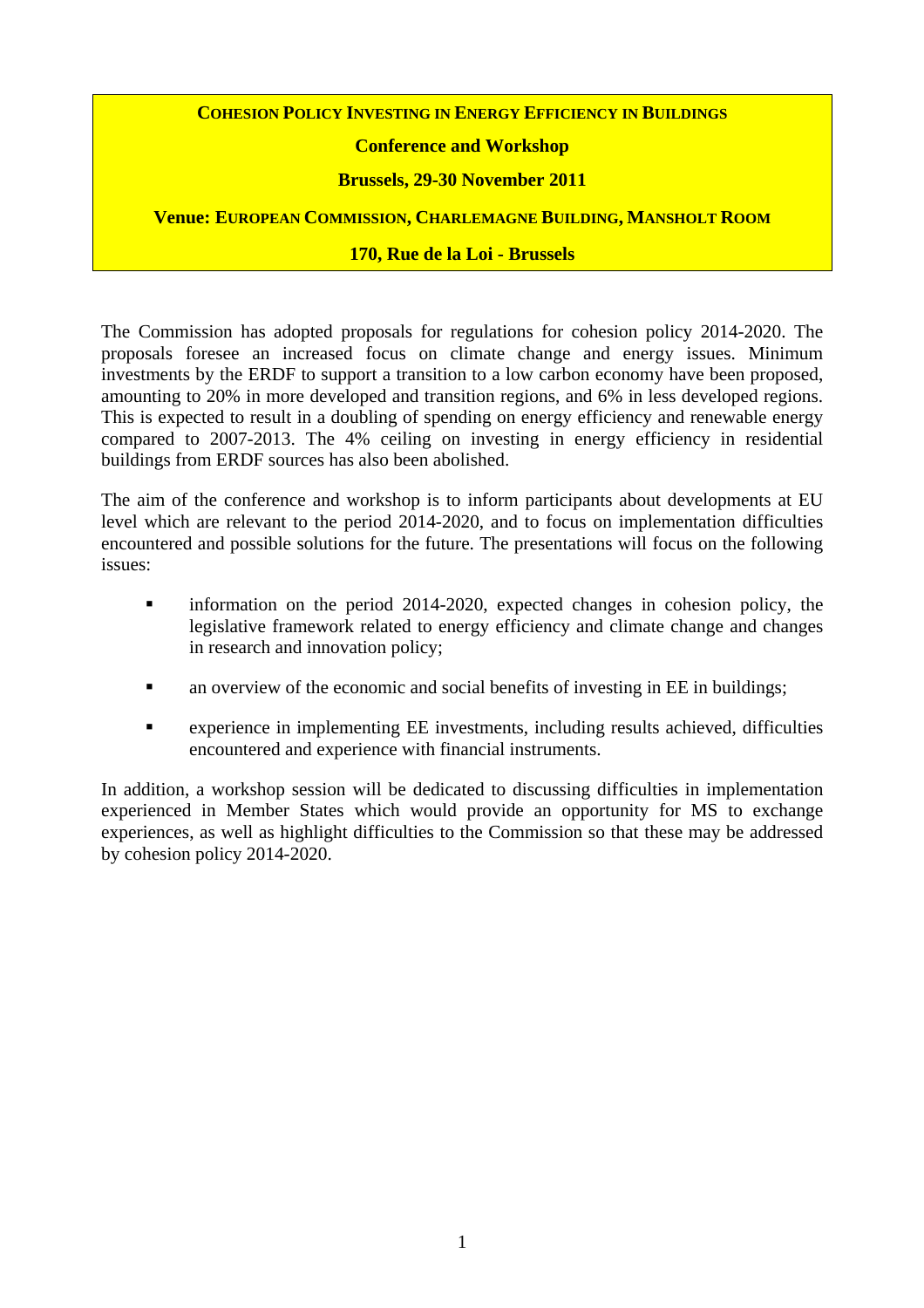**COHESION POLICY INVESTING IN ENERGY EFFICIENCY IN BUILDINGS**

**Conference and Workshop**

**Brussels, 29-30 November 2011**

**Venue: EUROPEAN COMMISSION, CHARLEMAGNE BUILDING, MANSHOLT ROOM**

**170, Rue de la Loi - Brussels**

The Commission has adopted proposals for regulations for cohesion policy 2014-2020. The proposals foresee an increased focus on climate change and energy issues. Minimum investments by the ERDF to support a transition to a low carbon economy have been proposed, amounting to 20% in more developed and transition regions, and 6% in less developed regions. This is expected to result in a doubling of spending on energy efficiency and renewable energy compared to 2007-2013. The 4% ceiling on investing in energy efficiency in residential buildings from ERDF sources has also been abolished.

The aim of the conference and workshop is to inform participants about developments at EU level which are relevant to the period 2014-2020, and to focus on implementation difficulties encountered and possible solutions for the future. The presentations will focus on the following issues:

- information on the period 2014-2020, expected changes in cohesion policy, the legislative framework related to energy efficiency and climate change and changes in research and innovation policy;
- an overview of the economic and social benefits of investing in EE in buildings;
- experience in implementing EE investments, including results achieved, difficulties encountered and experience with financial instruments.

In addition, a workshop session will be dedicated to discussing difficulties in implementation experienced in Member States which would provide an opportunity for MS to exchange experiences, as well as highlight difficulties to the Commission so that these may be addressed by cohesion policy 2014-2020.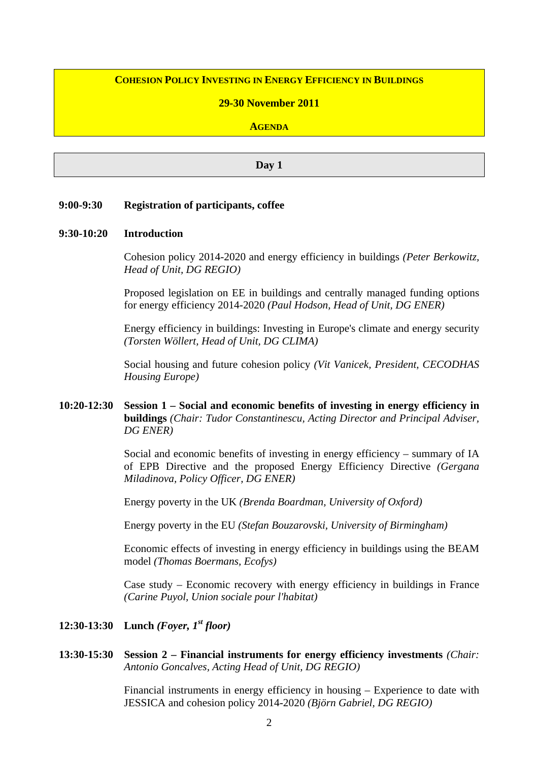**COHESION POLICY INVESTING IN ENERGY EFFICIENCY IN BUILDINGS**

**29-30 November 2011**

**AGENDA**

## Day 1

**9:00-9:30 Registration of participants, coffee**

**9:30-10:20 Introduction**

Cohesion policy 2014-2020 and energy efficiency in buildings *(Peter Berkowitz, Head of Unit, DG REGIO)*

Proposed legislation on EE in buildings and centrally managed funding options for energy efficiency 2014-2020 *(Paul Hodson, Head of Unit, DG ENER)*

Energy efficiency in buildings: Investing in Europe's climate and energy security *(Torsten Wöllert, Head of Unit, DG CLIMA)*

Social housing and future cohesion policy *(Vit Vanicek, President, CECODHAS Housing Europe)*

**10:20-12:30 Session 1 – Social and economic benefits of investing in energy efficiency in buildings** *(Chair: Tudor Constantinescu, Acting Director and Principal Adviser, DG ENER)*

Social and economic benefits of investing in energy efficiency – summary of IA of EPB Directive and the proposed Energy Efficiency Directive *(Gergana Miladinova, Policy Officer, DG ENER)*

Energy poverty in the UK *(Brenda Boardman, University of Oxford)*

Energy poverty in the EU *(Stefan Bouzarovski, University of Birmingham)*

Economic effects of investing in energy efficiency in buildings using the BEAM model *(Thomas Boermans, Ecofys)*

Case study – Economic recovery with energy efficiency in buildings in France *(Carine Puyol, Union sociale pour l'habitat)*

**12:30-13:30 Lunch *(Foyer, 1st floor)***

**13:30-15:30 Session 2 – Financial instruments for energy efficiency investments** *(Chair: Antonio Goncalves, Acting Head of Unit, DG REGIO)*

Financial instruments in energy efficiency in housing – Experience to date with JESSICA and cohesion policy 2014-2020 *(Björn Gabriel, DG REGIO)*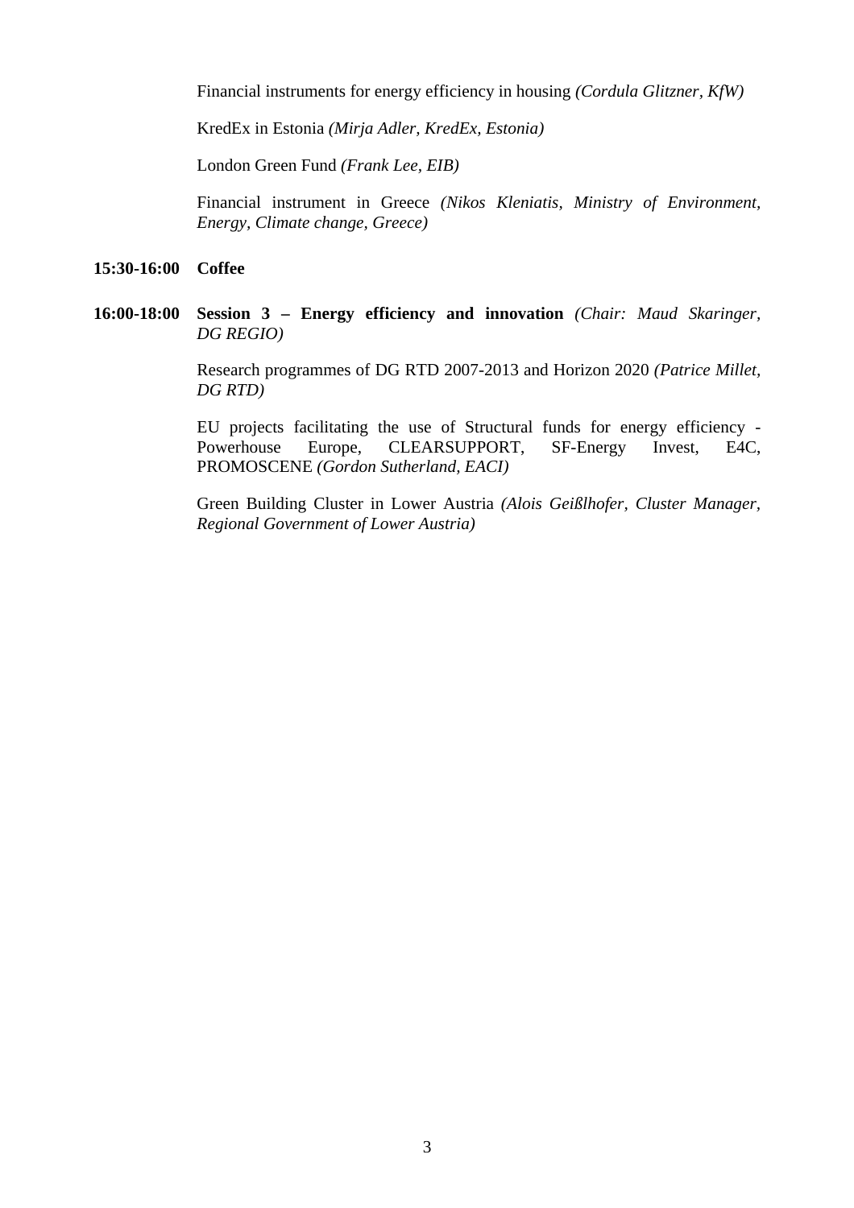Financial instruments for energy efficiency in housing *(Cordula Glitzner, KfW)*

KredEx in Estonia *(Mirja Adler, KredEx, Estonia)*

London Green Fund *(Frank Lee, EIB)*

Financial instrument in Greece *(Nikos Kleniatis, Ministry of Environment, Energy, Climate change, Greece)*

**15:30-16:00 Coffee**

**16:00-18:00 Session 3 – Energy efficiency and innovation** *(Chair: Maud Skaringer, DG REGIO)*

Research programmes of DG RTD 2007-2013 and Horizon 2020 *(Patrice Millet, DG RTD)*

EU projects facilitating the use of Structural funds for energy efficiency - Powerhouse Europe, CLEARSUPPORT, SF-Energy Invest, E4C, PROMOSCENE *(Gordon Sutherland, EACI)*

Green Building Cluster in Lower Austria *(Alois Geißlhofer, Cluster Manager, Regional Government of Lower Austria)*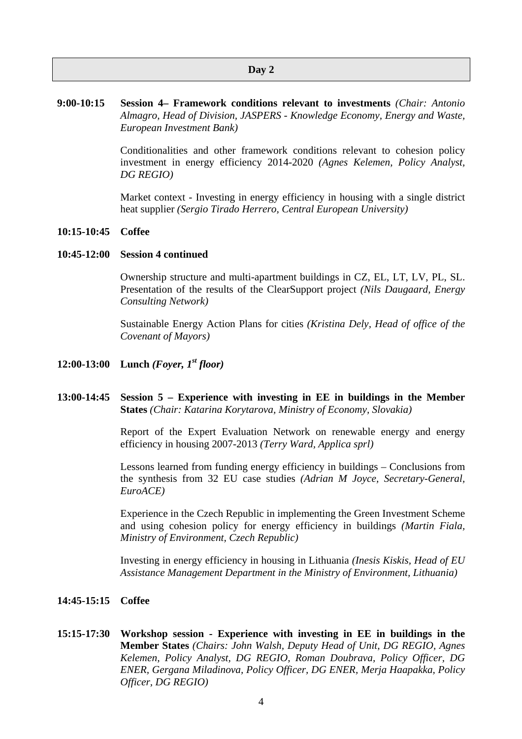## Day 2

**9:00-10:15** **Session 4– Framework conditions relevant to investments** *(Chair: Antonio Almagro, Head of Division, JASPERS - Knowledge Economy, Energy and Waste, European Investment Bank)*

Conditionalities and other framework conditions relevant to cohesion policy investment in energy efficiency 2014-2020 *(Agnes Kelemen, Policy Analyst, DG REGIO)*

Market context - Investing in energy efficiency in housing with a single district heat supplier *(Sergio Tirado Herrero, Central European University)*

**10:15-10:45** **Coffee**

**10:45-12:00** **Session 4 continued**

Ownership structure and multi-apartment buildings in CZ, EL, LT, LV, PL, SL. Presentation of the results of the ClearSupport project *(Nils Daugaard, Energy Consulting Network)*

Sustainable Energy Action Plans for cities *(Kristina Dely, Head of office of the Covenant of Mayors)*

**12:00-13:00** **Lunch** ***(Foyer, 1st floor)***

**13:00-14:45** **Session 5 – Experience with investing in EE in buildings in the Member States** *(Chair: Katarina Korytarova, Ministry of Economy, Slovakia)*

Report of the Expert Evaluation Network on renewable energy and energy efficiency in housing 2007-2013 *(Terry Ward, Applica sprl)*

Lessons learned from funding energy efficiency in buildings – Conclusions from the synthesis from 32 EU case studies *(Adrian M Joyce, Secretary-General, EuroACE)*

Experience in the Czech Republic in implementing the Green Investment Scheme and using cohesion policy for energy efficiency in buildings *(Martin Fiala, Ministry of Environment, Czech Republic)*

Investing in energy efficiency in housing in Lithuania *(Inesis Kiskis, Head of EU Assistance Management Department in the Ministry of Environment, Lithuania)*

**14:45-15:15** **Coffee**

**15:15-17:30** **Workshop session - Experience with investing in EE in buildings in the Member States** *(Chairs: John Walsh, Deputy Head of Unit, DG REGIO, Agnes Kelemen, Policy Analyst, DG REGIO, Roman Doubrava, Policy Officer, DG ENER, Gergana Miladinova, Policy Officer, DG ENER, Merja Haapakka, Policy Officer, DG REGIO)*